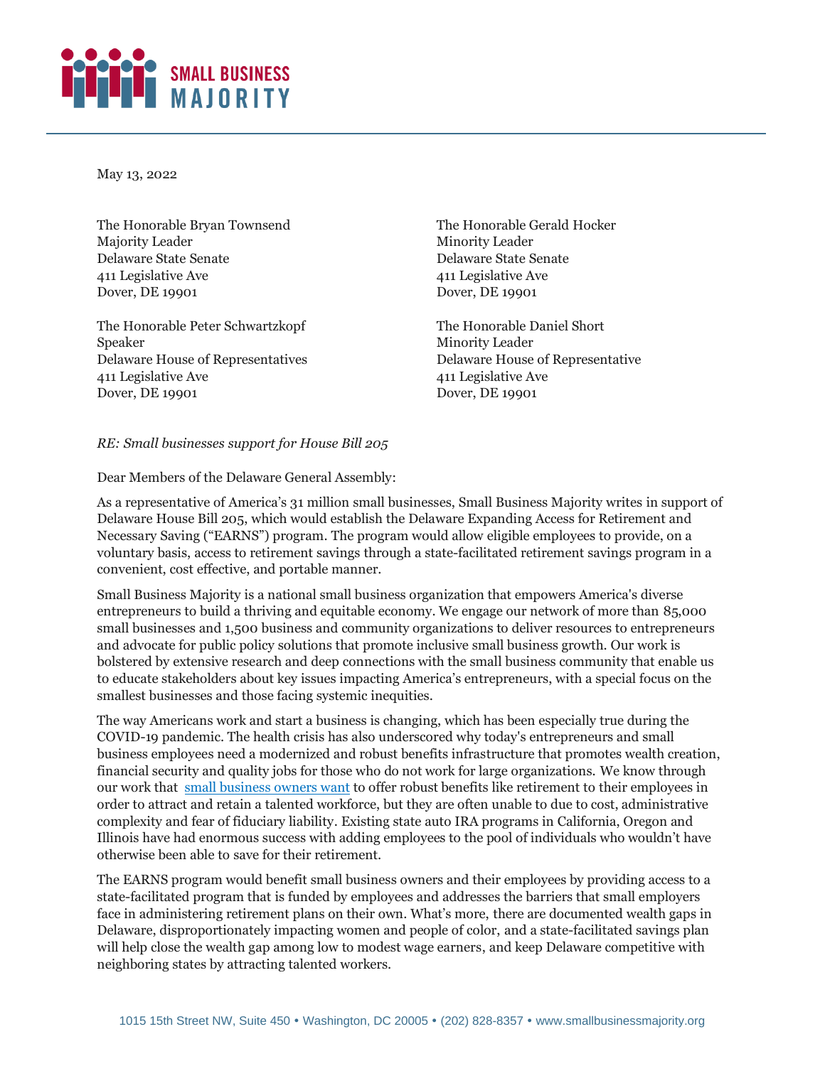SMALL BUSINESS MAJORITY

May 13, 2022

The Honorable Bryan Townsend
Majority Leader
Delaware State Senate
411 Legislative Ave
Dover, DE 19901

The Honorable Gerald Hocker
Minority Leader
Delaware State Senate
411 Legislative Ave
Dover, DE 19901

The Honorable Peter Schwartzkopf
Speaker
Delaware House of Representatives
411 Legislative Ave
Dover, DE 19901

The Honorable Daniel Short
Minority Leader
Delaware House of Representative
411 Legislative Ave
Dover, DE 19901

*RE: Small businesses support for House Bill 205*

Dear Members of the Delaware General Assembly:

As a representative of America's 31 million small businesses, Small Business Majority writes in support of Delaware House Bill 205, which would establish the Delaware Expanding Access for Retirement and Necessary Saving ("EARNS") program. The program would allow eligible employees to provide, on a voluntary basis, access to retirement savings through a state-facilitated retirement savings program in a convenient, cost effective, and portable manner.

Small Business Majority is a national small business organization that empowers America's diverse entrepreneurs to build a thriving and equitable economy. We engage our network of more than 85,000 small businesses and 1,500 business and community organizations to deliver resources to entrepreneurs and advocate for public policy solutions that promote inclusive small business growth. Our work is bolstered by extensive research and deep connections with the small business community that enable us to educate stakeholders about key issues impacting America's entrepreneurs, with a special focus on the smallest businesses and those facing systemic inequities.

The way Americans work and start a business is changing, which has been especially true during the COVID-19 pandemic. The health crisis has also underscored why today's entrepreneurs and small business employees need a modernized and robust benefits infrastructure that promotes wealth creation, financial security and quality jobs for those who do not work for large organizations. We know through our work that small business owners want to offer robust benefits like retirement to their employees in order to attract and retain a talented workforce, but they are often unable to due to cost, administrative complexity and fear of fiduciary liability. Existing state auto IRA programs in California, Oregon and Illinois have had enormous success with adding employees to the pool of individuals who wouldn't have otherwise been able to save for their retirement.

The EARNS program would benefit small business owners and their employees by providing access to a state-facilitated program that is funded by employees and addresses the barriers that small employers face in administering retirement plans on their own. What's more, there are documented wealth gaps in Delaware, disproportionately impacting women and people of color, and a state-facilitated savings plan will help close the wealth gap among low to modest wage earners, and keep Delaware competitive with neighboring states by attracting talented workers.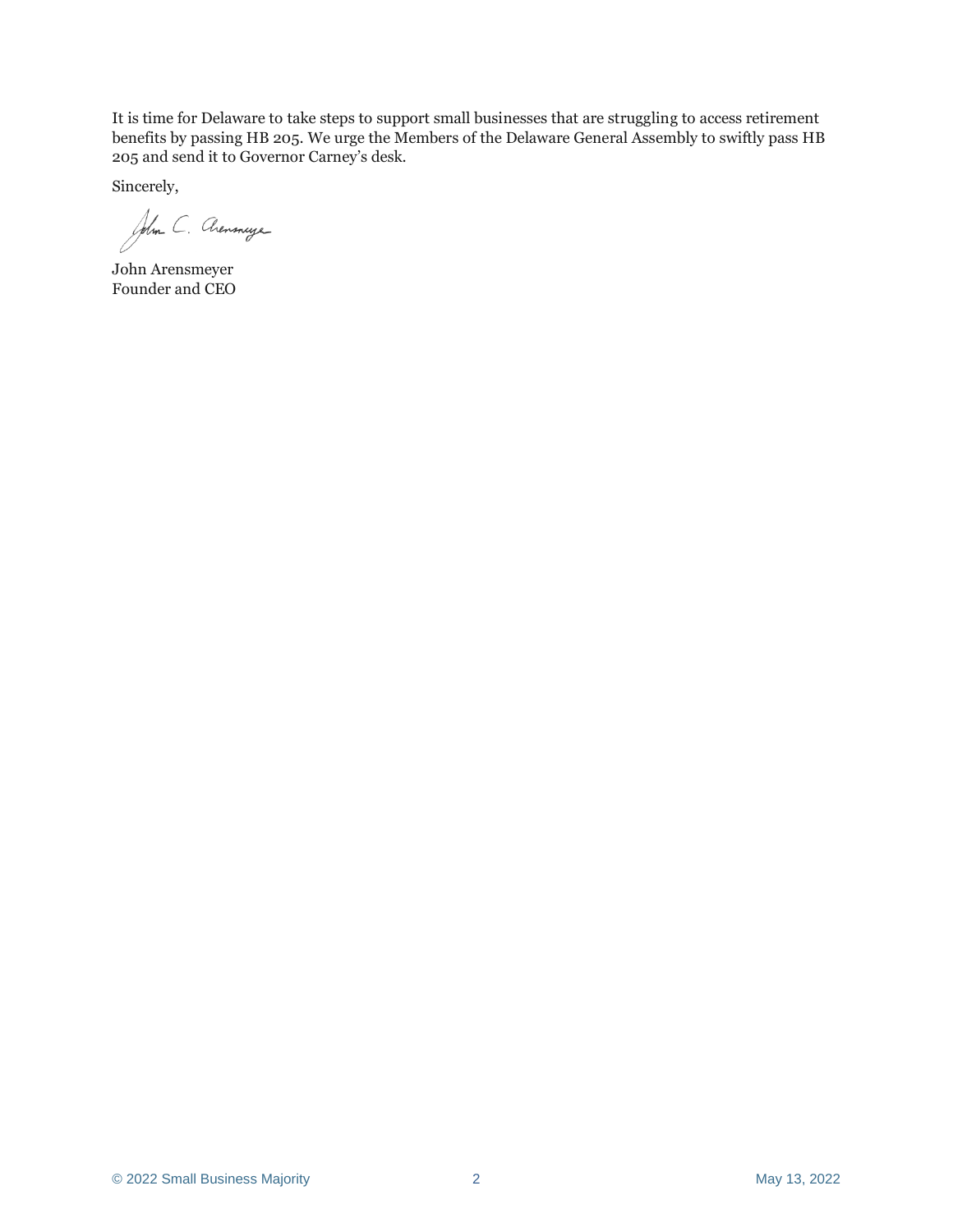It is time for Delaware to take steps to support small businesses that are struggling to access retirement benefits by passing HB 205. We urge the Members of the Delaware General Assembly to swiftly pass HB 205 and send it to Governor Carney's desk.

Sincerely,

John Arensmeyer
Founder and CEO